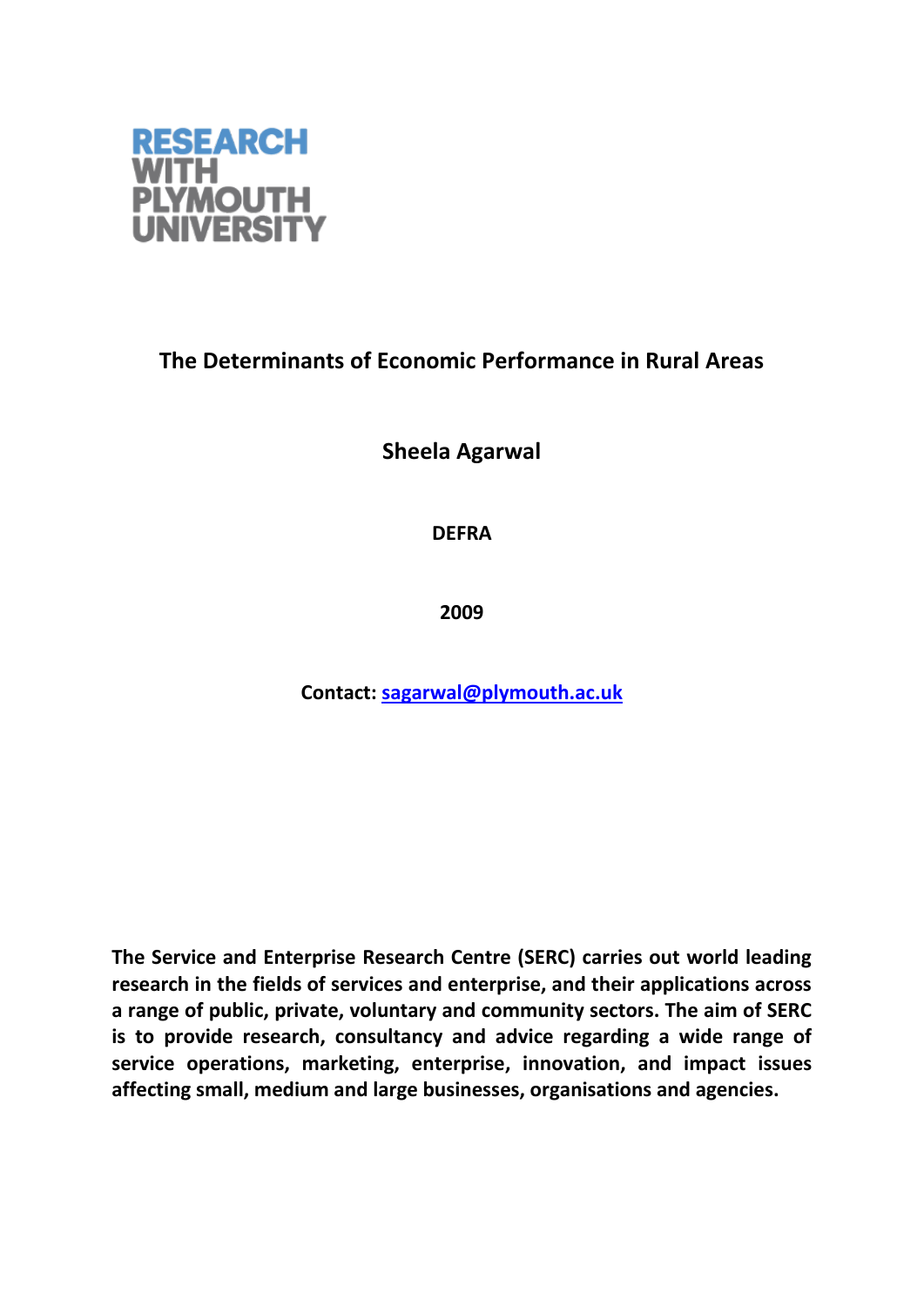RESEARCH WITH PLYMOUTH UNIVERSITY

# The Determinants of Economic Performance in Rural Areas

**Sheela Agarwal**

**DEFRA**

**2009**

**Contact: sagarwal@plymouth.ac.uk**

**The Service and Enterprise Research Centre (SERC) carries out world leading research in the fields of services and enterprise, and their applications across a range of public, private, voluntary and community sectors. The aim of SERC is to provide research, consultancy and advice regarding a wide range of service operations, marketing, enterprise, innovation, and impact issues affecting small, medium and large businesses, organisations and agencies.**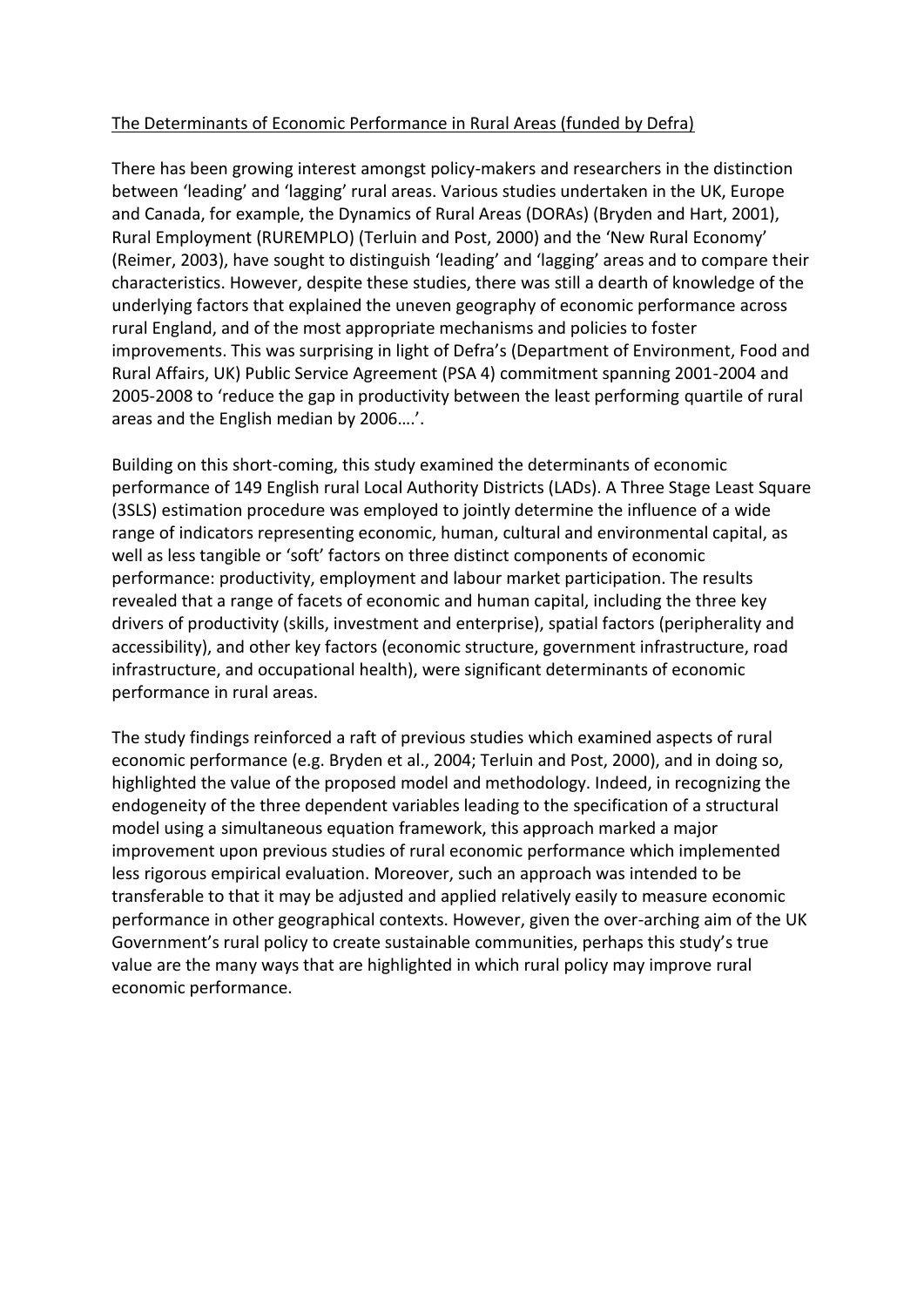<u>The Determinants of Economic Performance in Rural Areas (funded by Defra)</u>

There has been growing interest amongst policy-makers and researchers in the distinction between 'leading' and 'lagging' rural areas. Various studies undertaken in the UK, Europe and Canada, for example, the Dynamics of Rural Areas (DORAs) (Bryden and Hart, 2001), Rural Employment (RUREMPLO) (Terluin and Post, 2000) and the 'New Rural Economy' (Reimer, 2003), have sought to distinguish 'leading' and 'lagging' areas and to compare their characteristics. However, despite these studies, there was still a dearth of knowledge of the underlying factors that explained the uneven geography of economic performance across rural England, and of the most appropriate mechanisms and policies to foster improvements. This was surprising in light of Defra's (Department of Environment, Food and Rural Affairs, UK) Public Service Agreement (PSA 4) commitment spanning 2001-2004 and 2005-2008 to 'reduce the gap in productivity between the least performing quartile of rural areas and the English median by 2006….'.

Building on this short-coming, this study examined the determinants of economic performance of 149 English rural Local Authority Districts (LADs). A Three Stage Least Square (3SLS) estimation procedure was employed to jointly determine the influence of a wide range of indicators representing economic, human, cultural and environmental capital, as well as less tangible or 'soft' factors on three distinct components of economic performance: productivity, employment and labour market participation. The results revealed that a range of facets of economic and human capital, including the three key drivers of productivity (skills, investment and enterprise), spatial factors (peripherality and accessibility), and other key factors (economic structure, government infrastructure, road infrastructure, and occupational health), were significant determinants of economic performance in rural areas.

The study findings reinforced a raft of previous studies which examined aspects of rural economic performance (e.g. Bryden et al., 2004; Terluin and Post, 2000), and in doing so, highlighted the value of the proposed model and methodology. Indeed, in recognizing the endogeneity of the three dependent variables leading to the specification of a structural model using a simultaneous equation framework, this approach marked a major improvement upon previous studies of rural economic performance which implemented less rigorous empirical evaluation. Moreover, such an approach was intended to be transferable to that it may be adjusted and applied relatively easily to measure economic performance in other geographical contexts. However, given the over-arching aim of the UK Government's rural policy to create sustainable communities, perhaps this study's true value are the many ways that are highlighted in which rural policy may improve rural economic performance.